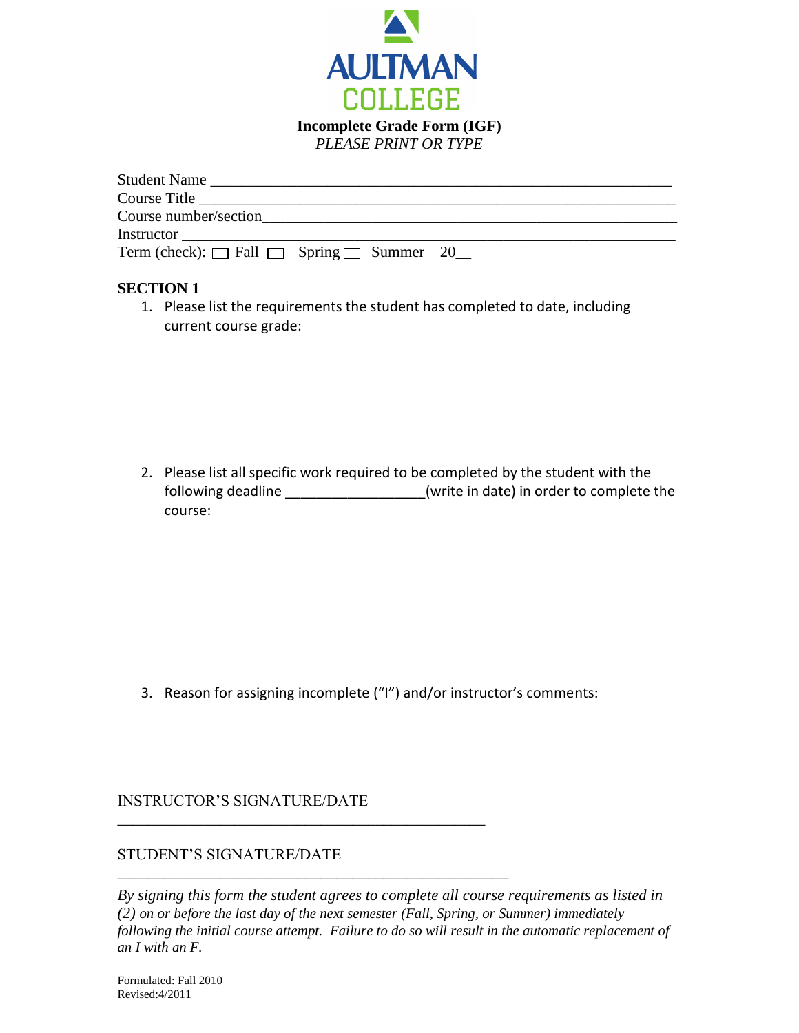AULTMAN COLLEGE

**Incomplete Grade Form (IGF)**

*PLEASE PRINT OR TYPE*

Student Name ____________________________________________________________

Course Title _____________________________________________________________

Course number/section_____________________________________________________

Instructor _______________________________________________________________

Term (check): ☐ Fall ☐ Spring ☐ Summer 20__

**SECTION 1**

1. Please list the requirements the student has completed to date, including current course grade:

2. Please list all specific work required to be completed by the student with the following deadline _________________(write in date) in order to complete the course:

3. Reason for assigning incomplete ("I") and/or instructor's comments:

INSTRUCTOR'S SIGNATURE/DATE

_____________________________________________

STUDENT'S SIGNATURE/DATE

_____________________________________________

*By signing this form the student agrees to complete all course requirements as listed in (2) on or before the last day of the next semester (Fall, Spring, or Summer) immediately following the initial course attempt. Failure to do so will result in the automatic replacement of an I with an F.*

Formulated: Fall 2010

Revised:4/2011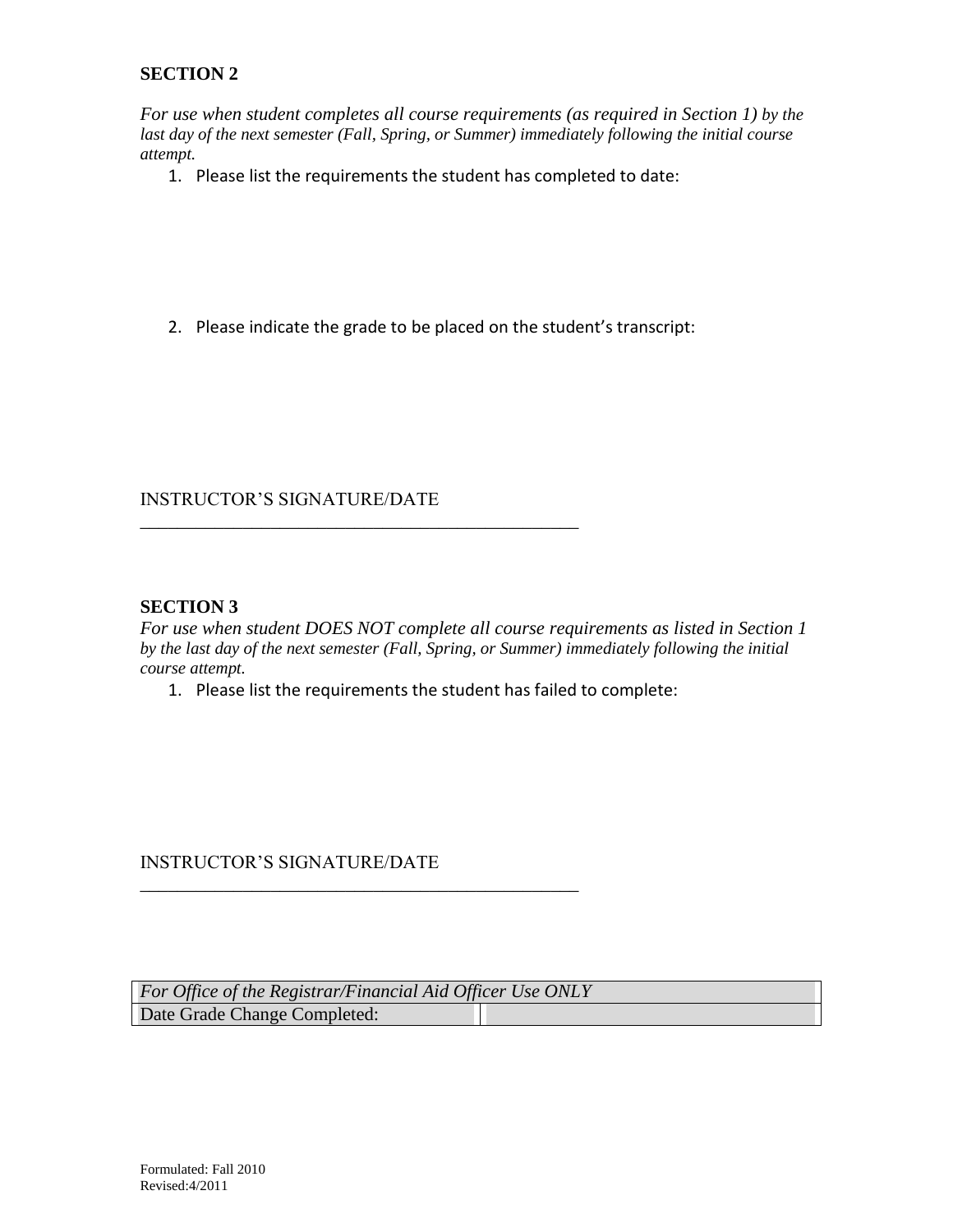**SECTION 2**

*For use when student completes all course requirements (as required in Section 1) by the last day of the next semester (Fall, Spring, or Summer) immediately following the initial course attempt.*

1. Please list the requirements the student has completed to date:

2. Please indicate the grade to be placed on the student's transcript:

INSTRUCTOR'S SIGNATURE/DATE
___________________________________________________

**SECTION 3**

*For use when student DOES NOT complete all course requirements as listed in Section 1 by the last day of the next semester (Fall, Spring, or Summer) immediately following the initial course attempt.*

1. Please list the requirements the student has failed to complete:

INSTRUCTOR'S SIGNATURE/DATE
___________________________________________________

| *For Office of the Registrar/Financial Aid Officer Use ONLY* | |
|---|---|
| Date Grade Change Completed: | |

Formulated: Fall 2010
Revised:4/2011